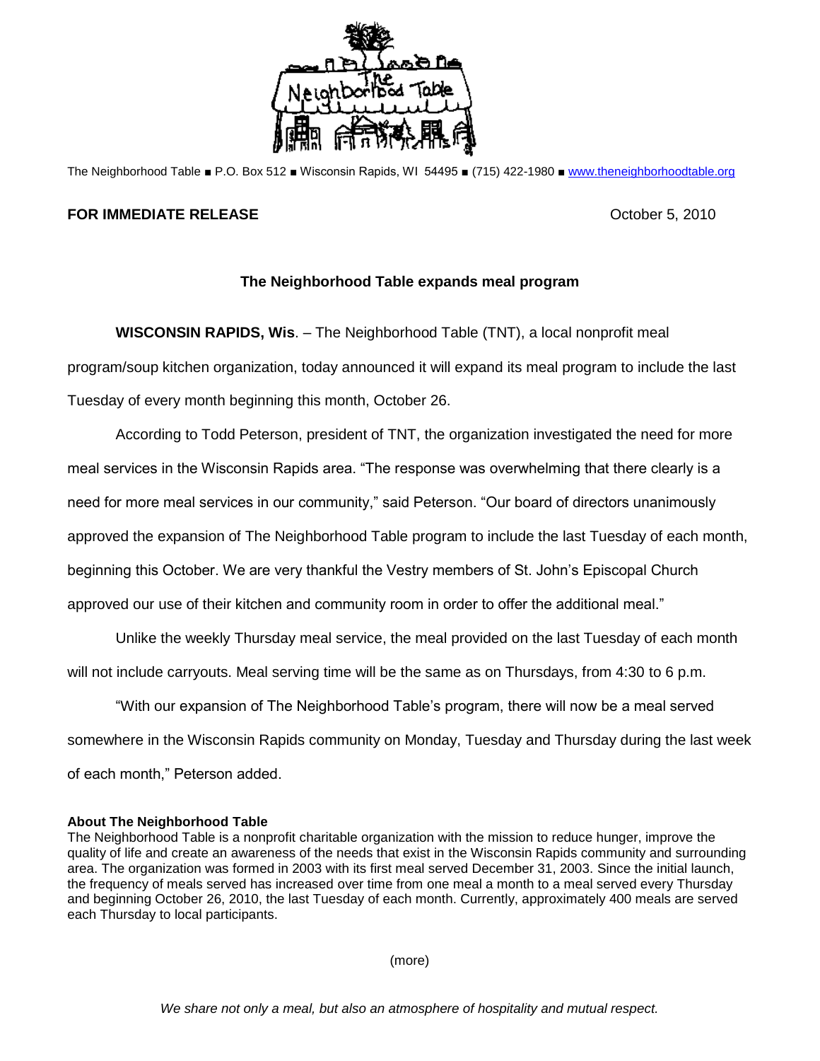The Neighborhood Table ■ P.O. Box 512 ■ Wisconsin Rapids, WI 54495 ■ (715) 422-1980 ■ www.theneighborhoodtable.org

**FOR IMMEDIATE RELEASE** October 5, 2010

## The Neighborhood Table expands meal program

**WISCONSIN RAPIDS, Wis**. – The Neighborhood Table (TNT), a local nonprofit meal program/soup kitchen organization, today announced it will expand its meal program to include the last Tuesday of every month beginning this month, October 26.

According to Todd Peterson, president of TNT, the organization investigated the need for more meal services in the Wisconsin Rapids area. "The response was overwhelming that there clearly is a need for more meal services in our community," said Peterson. "Our board of directors unanimously approved the expansion of The Neighborhood Table program to include the last Tuesday of each month, beginning this October. We are very thankful the Vestry members of St. John's Episcopal Church approved our use of their kitchen and community room in order to offer the additional meal."

Unlike the weekly Thursday meal service, the meal provided on the last Tuesday of each month will not include carryouts. Meal serving time will be the same as on Thursdays, from 4:30 to 6 p.m.

"With our expansion of The Neighborhood Table's program, there will now be a meal served somewhere in the Wisconsin Rapids community on Monday, Tuesday and Thursday during the last week of each month," Peterson added.

**About The Neighborhood Table**
The Neighborhood Table is a nonprofit charitable organization with the mission to reduce hunger, improve the quality of life and create an awareness of the needs that exist in the Wisconsin Rapids community and surrounding area. The organization was formed in 2003 with its first meal served December 31, 2003. Since the initial launch, the frequency of meals served has increased over time from one meal a month to a meal served every Thursday and beginning October 26, 2010, the last Tuesday of each month. Currently, approximately 400 meals are served each Thursday to local participants.

(more)

*We share not only a meal, but also an atmosphere of hospitality and mutual respect.*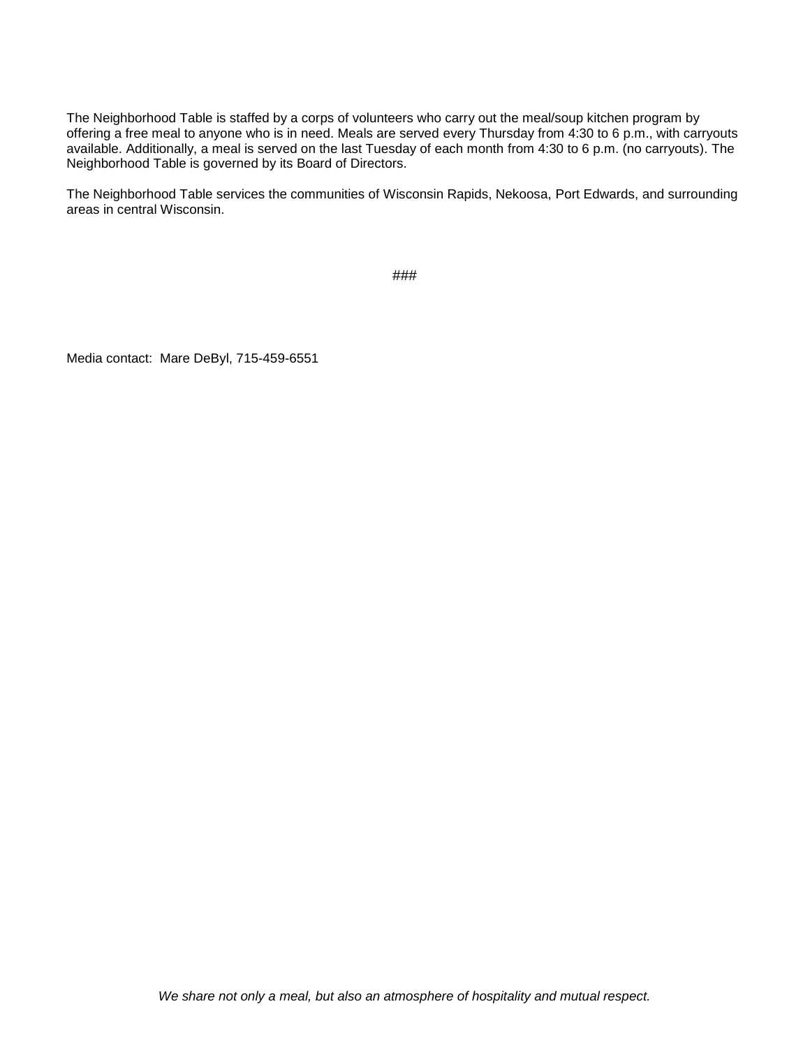The Neighborhood Table is staffed by a corps of volunteers who carry out the meal/soup kitchen program by offering a free meal to anyone who is in need. Meals are served every Thursday from 4:30 to 6 p.m., with carryouts available. Additionally, a meal is served on the last Tuesday of each month from 4:30 to 6 p.m. (no carryouts). The Neighborhood Table is governed by its Board of Directors.

The Neighborhood Table services the communities of Wisconsin Rapids, Nekoosa, Port Edwards, and surrounding areas in central Wisconsin.

###

Media contact: Mare DeByl, 715-459-6551

*We share not only a meal, but also an atmosphere of hospitality and mutual respect.*